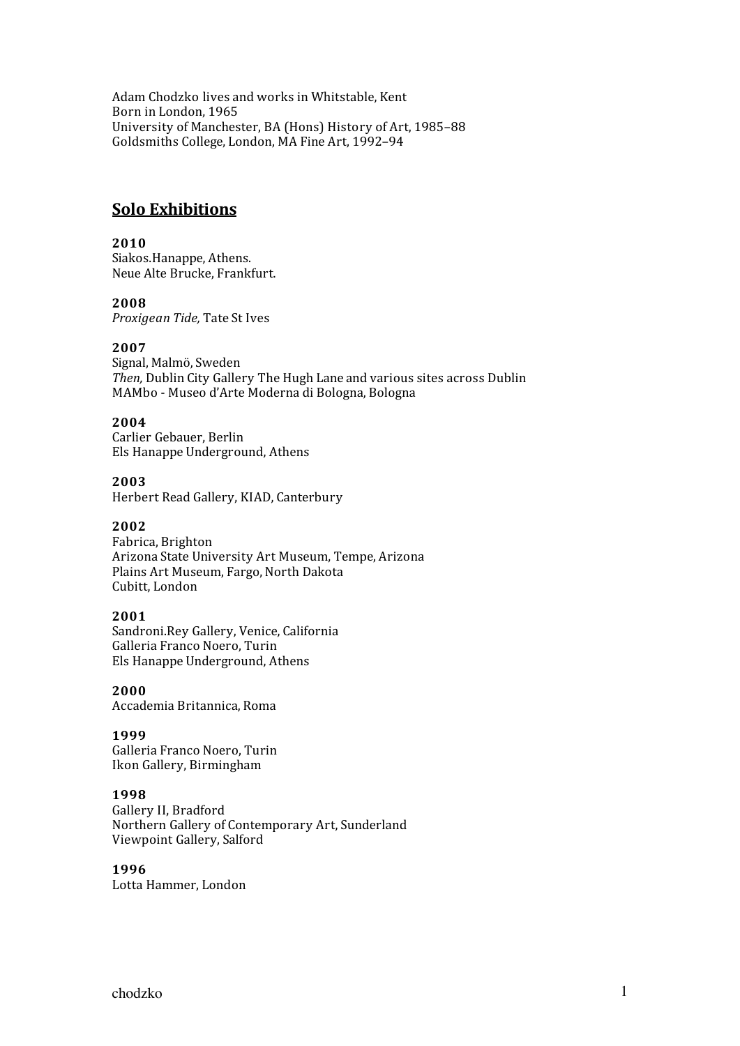Adam Chodzko lives and works in Whitstable, Kent
Born in London, 1965
University of Manchester, BA (Hons) History of Art, 1985–88
Goldsmiths College, London, MA Fine Art, 1992–94

## Solo Exhibitions

**2010**
Siakos.Hanappe, Athens.
Neue Alte Brucke, Frankfurt.

**2008**
*Proxigean Tide,* Tate St Ives

**2007**
Signal, Malmö, Sweden
*Then,* Dublin City Gallery The Hugh Lane and various sites across Dublin
MAMbo - Museo d'Arte Moderna di Bologna, Bologna

**2004**
Carlier Gebauer, Berlin
Els Hanappe Underground, Athens

**2003**
Herbert Read Gallery, KIAD, Canterbury

**2002**
Fabrica, Brighton
Arizona State University Art Museum, Tempe, Arizona
Plains Art Museum, Fargo, North Dakota
Cubitt, London

**2001**
Sandroni.Rey Gallery, Venice, California
Galleria Franco Noero, Turin
Els Hanappe Underground, Athens

**2000**
Accademia Britannica, Roma

**1999**
Galleria Franco Noero, Turin
Ikon Gallery, Birmingham

**1998**
Gallery II, Bradford
Northern Gallery of Contemporary Art, Sunderland
Viewpoint Gallery, Salford

**1996**
Lotta Hammer, London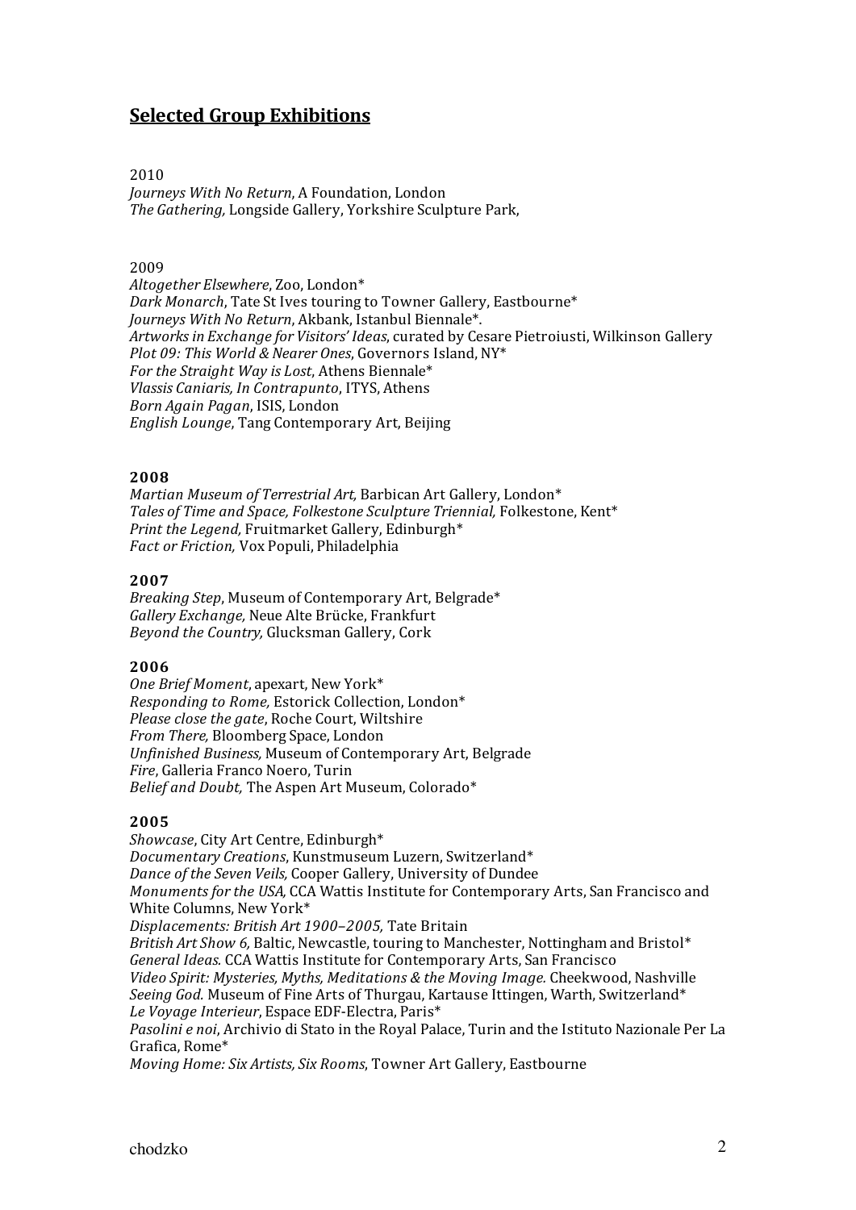## Selected Group Exhibitions

2010

*Journeys With No Return*, A Foundation, London
*The Gathering,* Longside Gallery, Yorkshire Sculpture Park,

2009

*Altogether Elsewhere*, Zoo, London*
*Dark Monarch*, Tate St Ives touring to Towner Gallery, Eastbourne*
*Journeys With No Return*, Akbank, Istanbul Biennale*.
*Artworks in Exchange for Visitors' Ideas*, curated by Cesare Pietroiusti, Wilkinson Gallery
*Plot 09: This World & Nearer Ones*, Governors Island, NY*
*For the Straight Way is Lost*, Athens Biennale*
*Vlassis Caniaris, In Contrapunto*, ITYS, Athens
*Born Again Pagan*, ISIS, London
*English Lounge*, Tang Contemporary Art, Beijing

**2008**

*Martian Museum of Terrestrial Art,* Barbican Art Gallery, London*
*Tales of Time and Space, Folkestone Sculpture Triennial,* Folkestone, Kent*
*Print the Legend,* Fruitmarket Gallery, Edinburgh*
*Fact or Friction,* Vox Populi, Philadelphia

**2007**

*Breaking Step*, Museum of Contemporary Art, Belgrade*
*Gallery Exchange,* Neue Alte Brücke, Frankfurt
*Beyond the Country,* Glucksman Gallery, Cork

**2006**

*One Brief Moment*, apexart, New York*
*Responding to Rome,* Estorick Collection, London*
*Please close the gate*, Roche Court, Wiltshire
*From There,* Bloomberg Space, London
*Unfinished Business,* Museum of Contemporary Art, Belgrade
*Fire*, Galleria Franco Noero, Turin
*Belief and Doubt,* The Aspen Art Museum, Colorado*

**2005**

*Showcase*, City Art Centre, Edinburgh*
*Documentary Creations*, Kunstmuseum Luzern, Switzerland*
*Dance of the Seven Veils,* Cooper Gallery, University of Dundee
*Monuments for the USA,* CCA Wattis Institute for Contemporary Arts, San Francisco and White Columns, New York*
*Displacements: British Art 1900–2005,* Tate Britain
*British Art Show 6,* Baltic, Newcastle, touring to Manchester, Nottingham and Bristol*
*General Ideas.* CCA Wattis Institute for Contemporary Arts, San Francisco
*Video Spirit: Mysteries, Myths, Meditations & the Moving Image.* Cheekwood, Nashville
*Seeing God.* Museum of Fine Arts of Thurgau, Kartause Ittingen, Warth, Switzerland*
*Le Voyage Interieur*, Espace EDF-Electra, Paris*
*Pasolini e noi*, Archivio di Stato in the Royal Palace, Turin and the Istituto Nazionale Per La Grafica, Rome*
*Moving Home: Six Artists, Six Rooms*, Towner Art Gallery, Eastbourne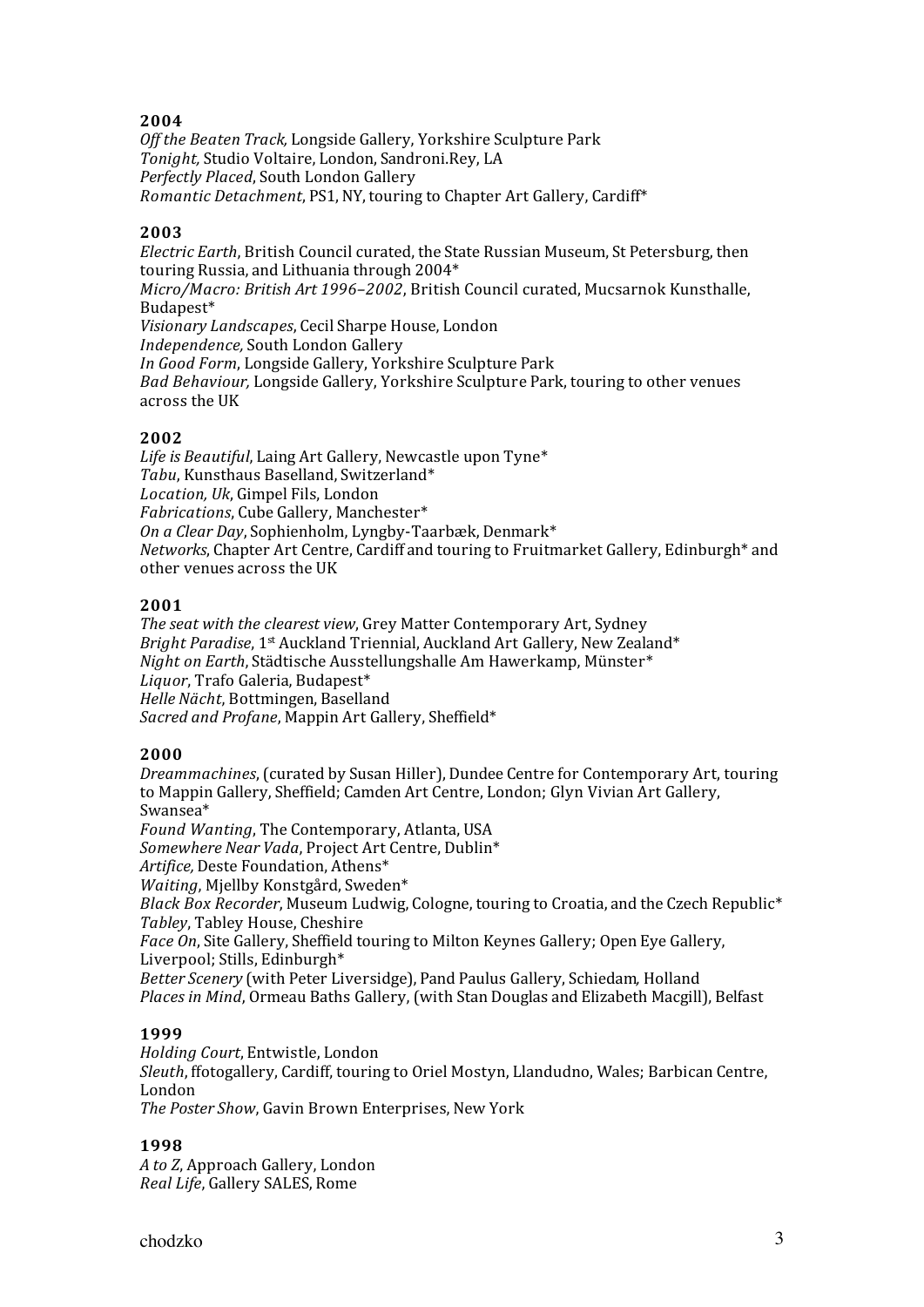**2004**
*Off the Beaten Track,* Longside Gallery, Yorkshire Sculpture Park
*Tonight,* Studio Voltaire, London, Sandroni.Rey, LA
*Perfectly Placed*, South London Gallery
*Romantic Detachment*, PS1, NY, touring to Chapter Art Gallery, Cardiff*

**2003**
*Electric Earth*, British Council curated, the State Russian Museum, St Petersburg, then touring Russia, and Lithuania through 2004*
*Micro/Macro: British Art 1996–2002*, British Council curated, Mucsarnok Kunsthalle, Budapest*
*Visionary Landscapes*, Cecil Sharpe House, London
*Independence,* South London Gallery
*In Good Form*, Longside Gallery, Yorkshire Sculpture Park
*Bad Behaviour,* Longside Gallery, Yorkshire Sculpture Park, touring to other venues across the UK

**2002**
*Life is Beautiful*, Laing Art Gallery, Newcastle upon Tyne*
*Tabu*, Kunsthaus Baselland, Switzerland*
*Location, Uk*, Gimpel Fils, London
*Fabrications*, Cube Gallery, Manchester*
*On a Clear Day*, Sophienholm, Lyngby-Taarbæk, Denmark*
*Networks*, Chapter Art Centre, Cardiff and touring to Fruitmarket Gallery, Edinburgh* and other venues across the UK

**2001**
*The seat with the clearest view*, Grey Matter Contemporary Art, Sydney
*Bright Paradise*, 1st Auckland Triennial, Auckland Art Gallery, New Zealand*
*Night on Earth*, Städtische Ausstellungshalle Am Hawerkamp, Münster*
*Liquor*, Trafo Galeria, Budapest*
*Helle Nächt*, Bottmingen, Baselland
*Sacred and Profane*, Mappin Art Gallery, Sheffield*

**2000**
*Dreammachines*, (curated by Susan Hiller), Dundee Centre for Contemporary Art, touring to Mappin Gallery, Sheffield; Camden Art Centre, London; Glyn Vivian Art Gallery, Swansea*
*Found Wanting*, The Contemporary, Atlanta, USA
*Somewhere Near Vada*, Project Art Centre, Dublin*
*Artifice,* Deste Foundation, Athens*
*Waiting*, Mjellby Konstgård, Sweden*
*Black Box Recorder*, Museum Ludwig, Cologne, touring to Croatia, and the Czech Republic*
*Tabley*, Tabley House, Cheshire
*Face On*, Site Gallery, Sheffield touring to Milton Keynes Gallery; Open Eye Gallery, Liverpool; Stills, Edinburgh*
*Better Scenery* (with Peter Liversidge), Pand Paulus Gallery, Schiedam*,* Holland
*Places in Mind*, Ormeau Baths Gallery, (with Stan Douglas and Elizabeth Macgill), Belfast

**1999**
*Holding Court*, Entwistle, London
*Sleuth*, ffotogallery, Cardiff, touring to Oriel Mostyn, Llandudno, Wales; Barbican Centre, London
*The Poster Show*, Gavin Brown Enterprises, New York

**1998**
*A to Z*, Approach Gallery, London
*Real Life*, Gallery SALES, Rome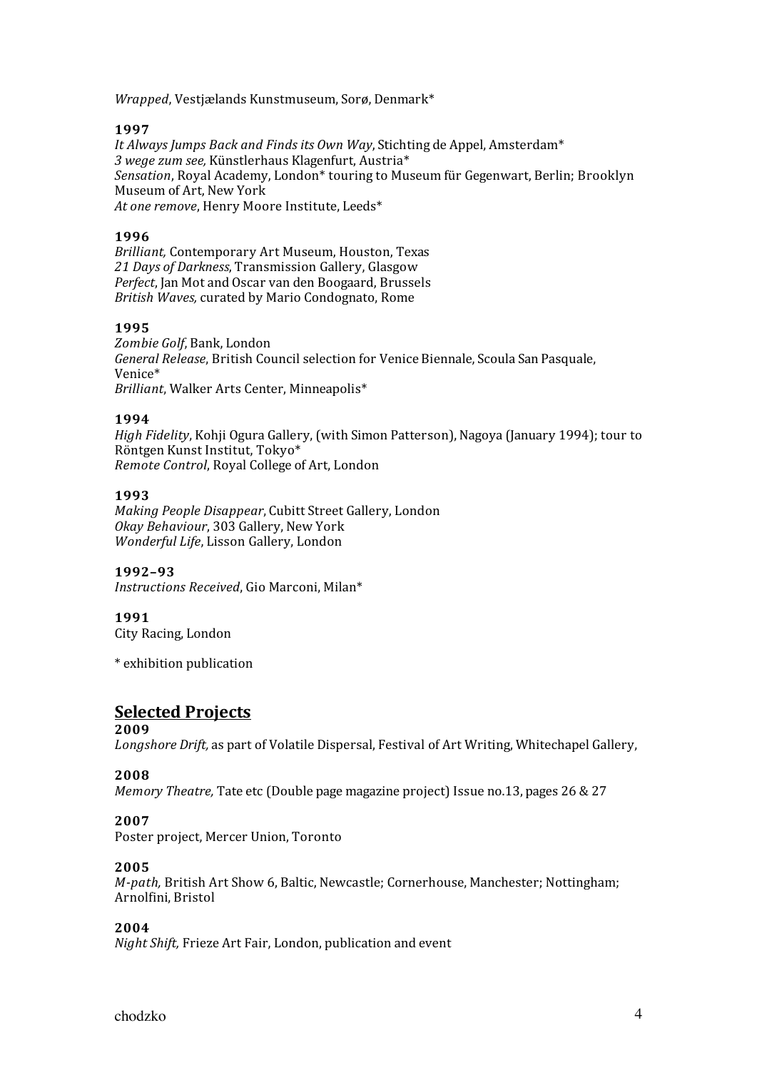*Wrapped*, Vestjælands Kunstmuseum, Sorø, Denmark*

**1997**
*It Always Jumps Back and Finds its Own Way*, Stichting de Appel, Amsterdam*
*3 wege zum see,* Künstlerhaus Klagenfurt, Austria*
*Sensation*, Royal Academy, London* touring to Museum für Gegenwart, Berlin; Brooklyn Museum of Art, New York
*At one remove*, Henry Moore Institute, Leeds*

**1996**
*Brilliant,* Contemporary Art Museum, Houston, Texas
*21 Days of Darkness*, Transmission Gallery, Glasgow
*Perfect*, Jan Mot and Oscar van den Boogaard, Brussels
*British Waves,* curated by Mario Condognato, Rome

**1995**
*Zombie Golf*, Bank, London
*General Release*, British Council selection for Venice Biennale, Scoula San Pasquale, Venice*
*Brilliant*, Walker Arts Center, Minneapolis*

**1994**
*High Fidelity*, Kohji Ogura Gallery, (with Simon Patterson), Nagoya (January 1994); tour to Röntgen Kunst Institut, Tokyo*
*Remote Control*, Royal College of Art, London

**1993**
*Making People Disappear*, Cubitt Street Gallery, London
*Okay Behaviour*, 303 Gallery, New York
*Wonderful Life*, Lisson Gallery, London

**1992–93**
*Instructions Received*, Gio Marconi, Milan*

**1991**
City Racing, London

* exhibition publication

## Selected Projects

**2009**
*Longshore Drift,* as part of Volatile Dispersal, Festival of Art Writing, Whitechapel Gallery,

**2008**
*Memory Theatre,* Tate etc (Double page magazine project) Issue no.13, pages 26 & 27

**2007**
Poster project, Mercer Union, Toronto

**2005**
*M-path,* British Art Show 6, Baltic, Newcastle; Cornerhouse, Manchester; Nottingham; Arnolfini, Bristol

**2004**
*Night Shift,* Frieze Art Fair, London, publication and event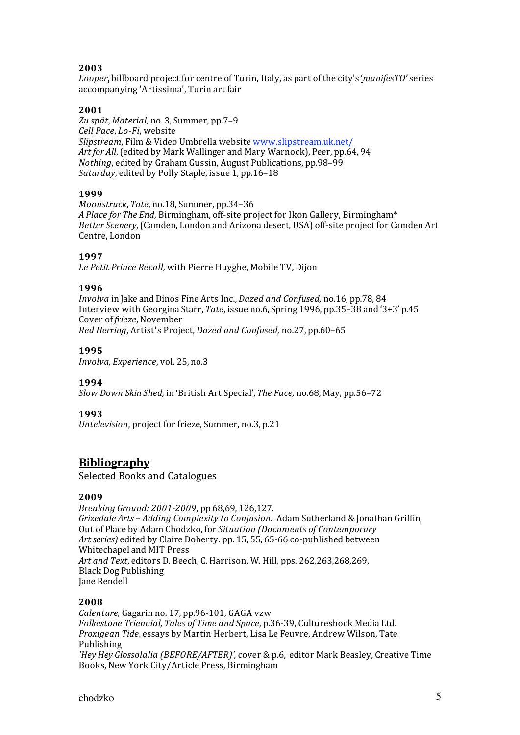**2003**

*Looper*, billboard project for centre of Turin, Italy, as part of the city's *'manifesTO'* series accompanying 'Artissima', Turin art fair

**2001**

*Zu spät*, *Material*, no. 3, Summer, pp.7–9
*Cell Pace*, *Lo-Fi*, website
*Slipstream*, Film & Video Umbrella website www.slipstream.uk.net/
*Art for All*. (edited by Mark Wallinger and Mary Warnock), Peer, pp.64, 94
*Nothing*, edited by Graham Gussin, August Publications, pp.98–99
*Saturday*, edited by Polly Staple, issue 1, pp.16–18

**1999**

*Moonstruck*, *Tate*, no.18, Summer, pp.34–36
*A Place for The End*, Birmingham, off-site project for Ikon Gallery, Birmingham*
*Better Scenery*, (Camden, London and Arizona desert, USA) off-site project for Camden Art Centre, London

**1997**

*Le Petit Prince Recall*, with Pierre Huyghe, Mobile TV, Dijon

**1996**

*Involva* in Jake and Dinos Fine Arts Inc., *Dazed and Confused,* no.16, pp.78, 84
Interview with Georgina Starr, *Tate*, issue no.6, Spring 1996, pp.35–38 and '3+3' p.45
Cover of *frieze*, November
*Red Herring*, Artist's Project, *Dazed and Confused,* no.27, pp.60–65

**1995**

*Involva, Experience*, vol. 25, no.3

**1994**

*Slow Down Skin Shed,* in 'British Art Special', *The Face,* no.68, May, pp.56–72

**1993**

*Untelevision*, project for frieze, Summer, no.3, p.21

## Bibliography

Selected Books and Catalogues

**2009**

*Breaking Ground: 2001-2009*, pp 68,69, 126,127.
*Grizedale Arts – Adding Complexity to Confusion.* Adam Sutherland & Jonathan Griffin*,*
Out of Place by Adam Chodzko, for *Situation (Documents of Contemporary Art series)* edited by Claire Doherty. pp. 15, 55, 65-66 co-published between Whitechapel and MIT Press
*Art and Text*, editors D. Beech, C. Harrison, W. Hill, pps. 262,263,268,269, Black Dog Publishing
Jane Rendell

**2008**

*Calenture,* Gagarin no. 17, pp.96-101, GAGA vzw
*Folkestone Triennial, Tales of Time and Space*, p.36-39, Cultureshock Media Ltd.
*Proxigean Tide*, essays by Martin Herbert, Lisa Le Feuvre, Andrew Wilson, Tate Publishing
*'Hey Hey Glossolalia (BEFORE/AFTER)',* cover & p.6, editor Mark Beasley, Creative Time Books, New York City/Article Press, Birmingham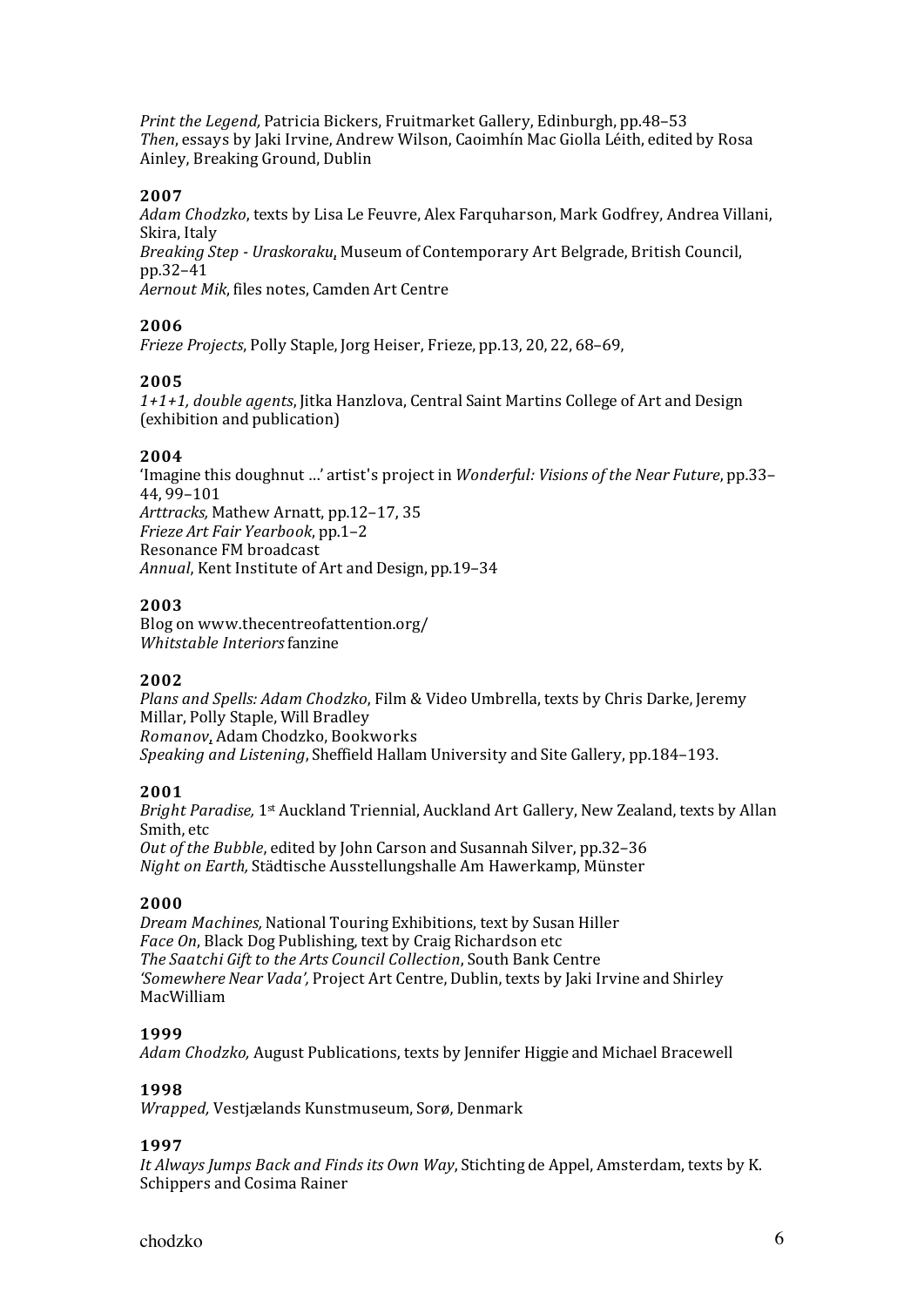*Print the Legend,* Patricia Bickers, Fruitmarket Gallery, Edinburgh, pp.48–53
*Then*, essays by Jaki Irvine, Andrew Wilson, Caoimhín Mac Giolla Léith, edited by Rosa Ainley, Breaking Ground, Dublin

**2007**
*Adam Chodzko*, texts by Lisa Le Feuvre, Alex Farquharson, Mark Godfrey, Andrea Villani, Skira, Italy
*Breaking Step - Uraskoraku*, Museum of Contemporary Art Belgrade, British Council, pp.32–41
*Aernout Mik*, files notes, Camden Art Centre

**2006**
*Frieze Projects*, Polly Staple, Jorg Heiser, Frieze, pp.13, 20, 22, 68–69,

**2005**
*1+1+1, double agents*, Jitka Hanzlova, Central Saint Martins College of Art and Design (exhibition and publication)

**2004**
'Imagine this doughnut …' artist's project in *Wonderful: Visions of the Near Future*, pp.33–44, 99–101
*Arttracks,* Mathew Arnatt, pp.12–17, 35
*Frieze Art Fair Yearbook*, pp.1–2
Resonance FM broadcast
*Annual*, Kent Institute of Art and Design, pp.19–34

**2003**
Blog on www.thecentreofattention.org/
*Whitstable Interiors* fanzine

**2002**
*Plans and Spells: Adam Chodzko*, Film & Video Umbrella, texts by Chris Darke, Jeremy Millar, Polly Staple, Will Bradley
*Romanov*, Adam Chodzko, Bookworks
*Speaking and Listening*, Sheffield Hallam University and Site Gallery, pp.184–193.

**2001**
*Bright Paradise,* 1st Auckland Triennial, Auckland Art Gallery, New Zealand, texts by Allan Smith, etc
*Out of the Bubble*, edited by John Carson and Susannah Silver, pp.32–36
*Night on Earth,* Städtische Ausstellungshalle Am Hawerkamp, Münster

**2000**
*Dream Machines,* National Touring Exhibitions, text by Susan Hiller
*Face On*, Black Dog Publishing, text by Craig Richardson etc
*The Saatchi Gift to the Arts Council Collection*, South Bank Centre
*'Somewhere Near Vada',* Project Art Centre, Dublin, texts by Jaki Irvine and Shirley MacWilliam

**1999**
*Adam Chodzko,* August Publications, texts by Jennifer Higgie and Michael Bracewell

**1998**
*Wrapped,* Vestjælands Kunstmuseum, Sorø, Denmark

**1997**
*It Always Jumps Back and Finds its Own Way*, Stichting de Appel, Amsterdam, texts by K. Schippers and Cosima Rainer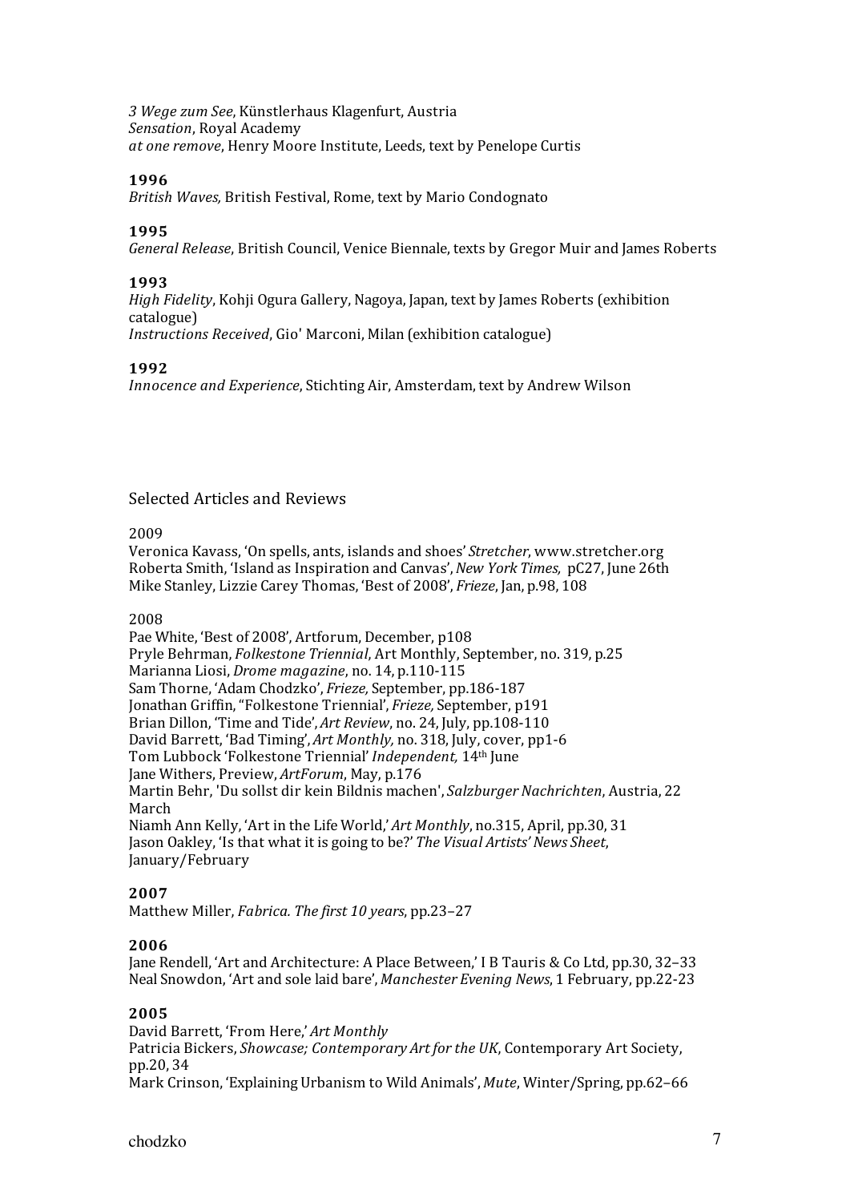*3 Wege zum See*, Künstlerhaus Klagenfurt, Austria
*Sensation*, Royal Academy
*at one remove*, Henry Moore Institute, Leeds, text by Penelope Curtis

**1996**
*British Waves,* British Festival, Rome, text by Mario Condognato

**1995**
*General Release*, British Council, Venice Biennale, texts by Gregor Muir and James Roberts

**1993**
*High Fidelity*, Kohji Ogura Gallery, Nagoya, Japan, text by James Roberts (exhibition catalogue)
*Instructions Received*, Gio' Marconi, Milan (exhibition catalogue)

**1992**
*Innocence and Experience*, Stichting Air, Amsterdam, text by Andrew Wilson

## Selected Articles and Reviews

2009
Veronica Kavass, 'On spells, ants, islands and shoes' *Stretcher*, www.stretcher.org
Roberta Smith, 'Island as Inspiration and Canvas', *New York Times,* pC27, June 26th
Mike Stanley, Lizzie Carey Thomas, 'Best of 2008', *Frieze*, Jan, p.98, 108

2008
Pae White, 'Best of 2008', Artforum, December, p108
Pryle Behrman, *Folkestone Triennial*, Art Monthly, September, no. 319, p.25
Marianna Liosi, *Drome magazine*, no. 14, p.110-115
Sam Thorne, 'Adam Chodzko', *Frieze,* September, pp.186-187
Jonathan Griffin, "Folkestone Triennial', *Frieze,* September, p191
Brian Dillon, 'Time and Tide', *Art Review*, no. 24, July, pp.108-110
David Barrett, 'Bad Timing', *Art Monthly,* no. 318, July, cover, pp1-6
Tom Lubbock 'Folkestone Triennial' *Independent,* 14th June
Jane Withers, Preview, *ArtForum*, May, p.176
Martin Behr, 'Du sollst dir kein Bildnis machen', *Salzburger Nachrichten*, Austria, 22 March
Niamh Ann Kelly, 'Art in the Life World,' *Art Monthly*, no.315, April, pp.30, 31
Jason Oakley, 'Is that what it is going to be?' *The Visual Artists' News Sheet*, January/February

**2007**
Matthew Miller, *Fabrica. The first 10 years*, pp.23–27

**2006**
Jane Rendell, 'Art and Architecture: A Place Between,' I B Tauris & Co Ltd, pp.30, 32–33
Neal Snowdon, 'Art and sole laid bare', *Manchester Evening News*, 1 February, pp.22-23

**2005**
David Barrett, 'From Here,' *Art Monthly*
Patricia Bickers, *Showcase; Contemporary Art for the UK*, Contemporary Art Society, pp.20, 34
Mark Crinson, 'Explaining Urbanism to Wild Animals', *Mute*, Winter/Spring, pp.62–66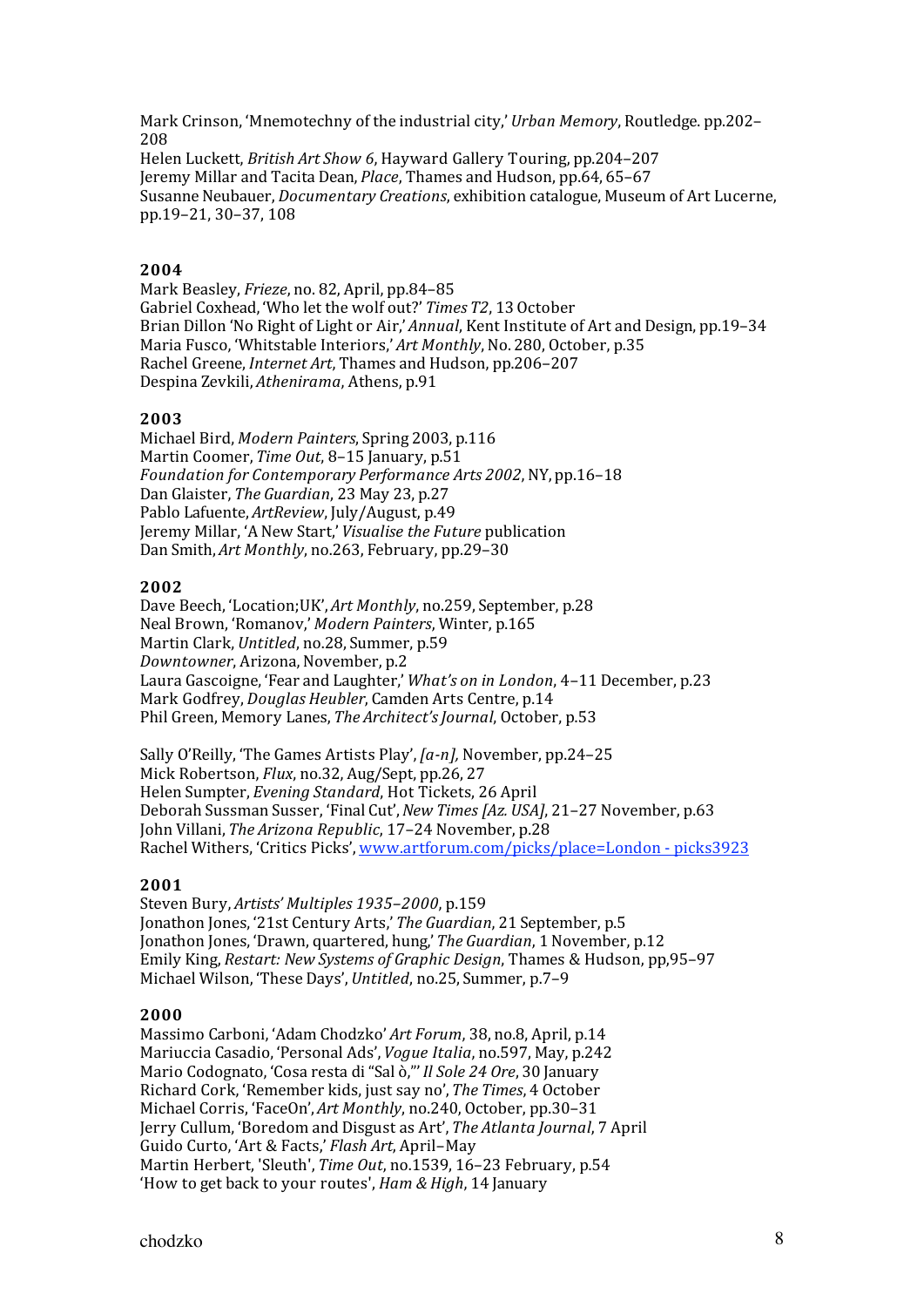Mark Crinson, 'Mnemotechny of the industrial city,' *Urban Memory*, Routledge. pp.202–208
Helen Luckett, *British Art Show 6*, Hayward Gallery Touring, pp.204–207
Jeremy Millar and Tacita Dean, *Place*, Thames and Hudson, pp.64, 65–67
Susanne Neubauer, *Documentary Creations*, exhibition catalogue, Museum of Art Lucerne, pp.19–21, 30–37, 108

**2004**
Mark Beasley, *Frieze*, no. 82, April, pp.84–85
Gabriel Coxhead, 'Who let the wolf out?' *Times T2*, 13 October
Brian Dillon 'No Right of Light or Air,' *Annual*, Kent Institute of Art and Design, pp.19–34
Maria Fusco, 'Whitstable Interiors,' *Art Monthly*, No. 280, October, p.35
Rachel Greene, *Internet Art*, Thames and Hudson, pp.206–207
Despina Zevkili, *Athenirama*, Athens, p.91

**2003**
Michael Bird, *Modern Painters*, Spring 2003, p.116
Martin Coomer, *Time Out*, 8–15 January, p.51
*Foundation for Contemporary Performance Arts 2002*, NY, pp.16–18
Dan Glaister, *The Guardian*, 23 May 23, p.27
Pablo Lafuente, *ArtReview*, July/August, p.49
Jeremy Millar, 'A New Start,' *Visualise the Future* publication
Dan Smith, *Art Monthly*, no.263, February, pp.29–30

**2002**
Dave Beech, 'Location;UK', *Art Monthly*, no.259, September, p.28
Neal Brown, 'Romanov,' *Modern Painters*, Winter, p.165
Martin Clark, *Untitled*, no.28, Summer, p.59
*Downtowner*, Arizona, November, p.2
Laura Gascoigne, 'Fear and Laughter,' *What's on in London*, 4–11 December, p.23
Mark Godfrey, *Douglas Heubler*, Camden Arts Centre, p.14
Phil Green, Memory Lanes, *The Architect's Journal*, October, p.53

Sally O'Reilly, 'The Games Artists Play', *[a-n]*, November, pp.24–25
Mick Robertson, *Flux*, no.32, Aug/Sept, pp.26, 27
Helen Sumpter, *Evening Standard*, Hot Tickets, 26 April
Deborah Sussman Susser, 'Final Cut', *New Times [Az. USA]*, 21–27 November, p.63
John Villani, *The Arizona Republic*, 17–24 November, p.28
Rachel Withers, 'Critics Picks', www.artforum.com/picks/place=London - picks3923

**2001**
Steven Bury, *Artists' Multiples 1935–2000*, p.159
Jonathon Jones, '21st Century Arts,' *The Guardian*, 21 September, p.5
Jonathon Jones, 'Drawn, quartered, hung,' *The Guardian*, 1 November, p.12
Emily King, *Restart: New Systems of Graphic Design*, Thames & Hudson, pp,95–97
Michael Wilson, 'These Days', *Untitled*, no.25, Summer, p.7–9

**2000**
Massimo Carboni, 'Adam Chodzko' *Art Forum*, 38, no.8, April, p.14
Mariuccia Casadio, 'Personal Ads', *Vogue Italia*, no.597, May, p.242
Mario Codognato, 'Cosa resta di "Sal ò,"' *Il Sole 24 Ore*, 30 January
Richard Cork, 'Remember kids, just say no', *The Times*, 4 October
Michael Corris, 'FaceOn', *Art Monthly*, no.240, October, pp.30–31
Jerry Cullum, 'Boredom and Disgust as Art', *The Atlanta Journal*, 7 April
Guido Curto, 'Art & Facts,' *Flash Art*, April–May
Martin Herbert, 'Sleuth', *Time Out*, no.1539, 16–23 February, p.54
'How to get back to your routes', *Ham & High*, 14 January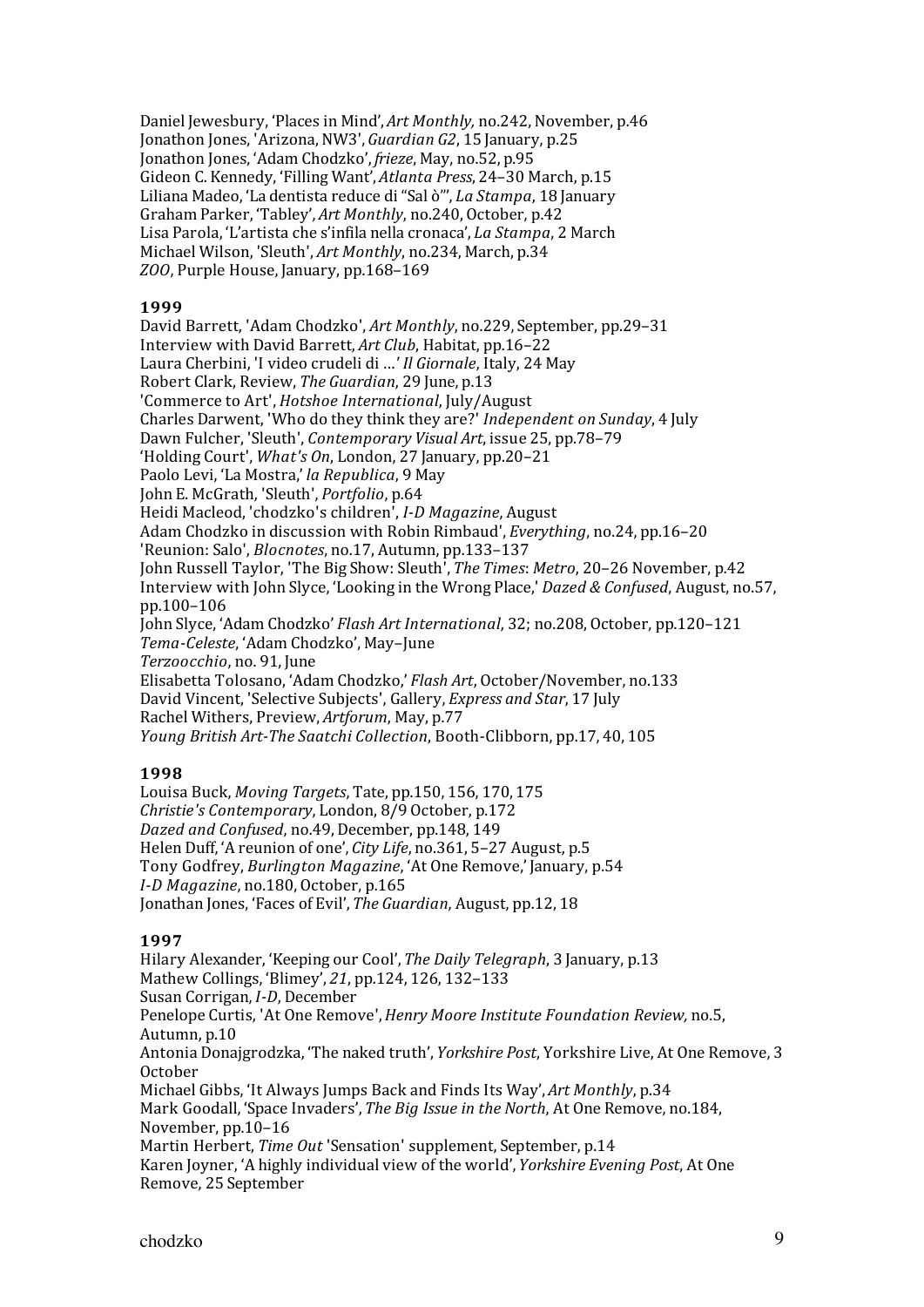Daniel Jewesbury, 'Places in Mind', *Art Monthly,* no.242, November, p.46
Jonathon Jones, 'Arizona, NW3', *Guardian G2*, 15 January, p.25
Jonathon Jones, 'Adam Chodzko', *frieze*, May, no.52, p.95
Gideon C. Kennedy, 'Filling Want', *Atlanta Press*, 24–30 March, p.15
Liliana Madeo, 'La dentista reduce di "Sal ò"', *La Stampa*, 18 January
Graham Parker, 'Tabley', *Art Monthly*, no.240, October, p.42
Lisa Parola, 'L'artista che s'infila nella cronaca', *La Stampa*, 2 March
Michael Wilson, 'Sleuth', *Art Monthly*, no.234, March, p.34
*ZOO*, Purple House, January, pp.168–169

**1999**

David Barrett, 'Adam Chodzko', *Art Monthly*, no.229, September, pp.29–31
Interview with David Barrett, *Art Club*, Habitat, pp.16–22
Laura Cherbini, 'I video crudeli di …' *Il Giornale*, Italy, 24 May
Robert Clark, Review, *The Guardian*, 29 June, p.13
'Commerce to Art', *Hotshoe International*, July/August
Charles Darwent, 'Who do they think they are?' *Independent on Sunday*, 4 July
Dawn Fulcher, 'Sleuth', *Contemporary Visual Art*, issue 25, pp.78–79
'Holding Court', *What's On*, London, 27 January, pp.20–21
Paolo Levi, 'La Mostra,' *la Republica*, 9 May
John E. McGrath, 'Sleuth', *Portfolio*, p.64
Heidi Macleod, 'chodzko's children', *I-D Magazine*, August
Adam Chodzko in discussion with Robin Rimbaud', *Everything*, no.24, pp.16–20
'Reunion: Salo', *Blocnotes*, no.17, Autumn, pp.133–137
John Russell Taylor, 'The Big Show: Sleuth', *The Times*: *Metro*, 20–26 November, p.42
Interview with John Slyce, 'Looking in the Wrong Place,' *Dazed & Confused*, August, no.57, pp.100–106
John Slyce, 'Adam Chodzko' *Flash Art International*, 32; no.208, October, pp.120–121
*Tema-Celeste*, 'Adam Chodzko', May–June
*Terzoocchio*, no. 91, June
Elisabetta Tolosano, 'Adam Chodzko,' *Flash Art*, October/November, no.133
David Vincent, 'Selective Subjects', Gallery, *Express and Star*, 17 July
Rachel Withers, Preview, *Artforum*, May, p.77
*Young British Art-The Saatchi Collection*, Booth-Clibborn, pp.17, 40, 105

**1998**

Louisa Buck, *Moving Targets*, Tate, pp.150, 156, 170, 175
*Christie's Contemporary*, London, 8/9 October, p.172
*Dazed and Confused*, no.49, December, pp.148, 149
Helen Duff, 'A reunion of one', *City Life*, no.361, 5–27 August, p.5
Tony Godfrey, *Burlington Magazine*, 'At One Remove,' January, p.54
*I-D Magazine*, no.180, October, p.165
Jonathan Jones, 'Faces of Evil', *The Guardian*, August, pp.12, 18

**1997**

Hilary Alexander, 'Keeping our Cool', *The Daily Telegraph*, 3 January, p.13
Mathew Collings, 'Blimey', *21*, pp.124, 126, 132–133
Susan Corrigan, *I-D*, December
Penelope Curtis, 'At One Remove', *Henry Moore Institute Foundation Review,* no.5, Autumn, p.10
Antonia Donajgrodzka, 'The naked truth', *Yorkshire Post*, Yorkshire Live, At One Remove, 3 October
Michael Gibbs, 'It Always Jumps Back and Finds Its Way', *Art Monthly*, p.34
Mark Goodall, 'Space Invaders', *The Big Issue in the North*, At One Remove, no.184, November, pp.10–16
Martin Herbert, *Time Out* 'Sensation' supplement, September, p.14
Karen Joyner, 'A highly individual view of the world', *Yorkshire Evening Post*, At One Remove, 25 September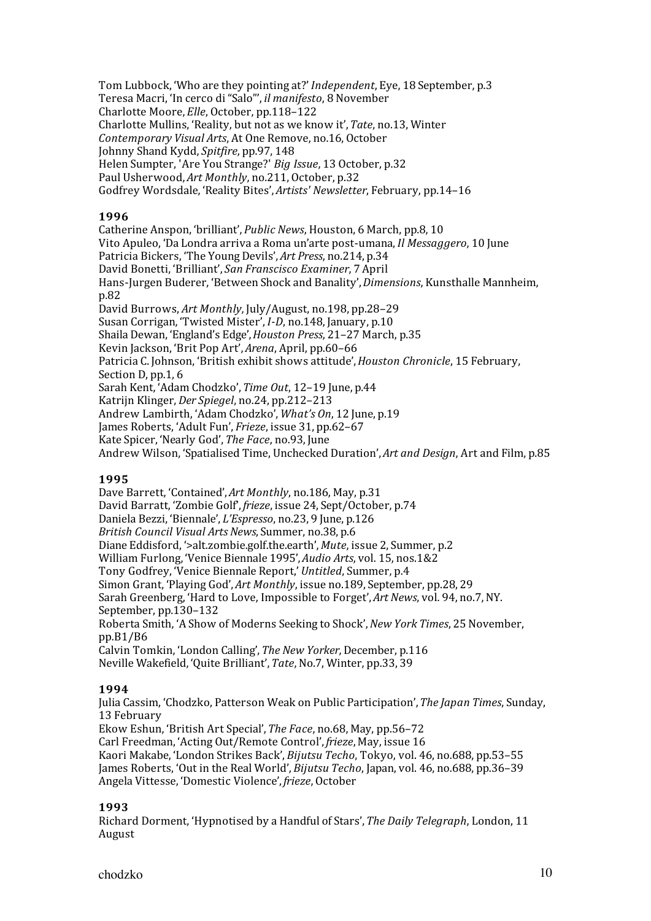Tom Lubbock, 'Who are they pointing at?' *Independent*, Eye, 18 September, p.3
Teresa Macri, 'In cerco di "Salo"', *il manifesto*, 8 November
Charlotte Moore, *Elle*, October, pp.118–122
Charlotte Mullins, 'Reality, but not as we know it', *Tate*, no.13, Winter
*Contemporary Visual Arts*, At One Remove, no.16, October
Johnny Shand Kydd, *Spitfire*, pp.97, 148
Helen Sumpter, 'Are You Strange?' *Big Issue*, 13 October, p.32
Paul Usherwood, *Art Monthly*, no.211, October, p.32
Godfrey Wordsdale, 'Reality Bites', *Artists' Newsletter*, February, pp.14–16

**1996**

Catherine Anspon, 'brilliant', *Public News*, Houston, 6 March, pp.8, 10
Vito Apuleo, 'Da Londra arriva a Roma un'arte post-umana, *Il Messaggero*, 10 June
Patricia Bickers, 'The Young Devils', *Art Press*, no.214, p.34
David Bonetti, 'Brilliant', *San Franscisco Examiner*, 7 April
Hans-Jurgen Buderer, 'Between Shock and Banality', *Dimensions*, Kunsthalle Mannheim, p.82
David Burrows, *Art Monthly*, July/August, no.198, pp.28–29
Susan Corrigan, 'Twisted Mister', *I-D*, no.148, January, p.10
Shaila Dewan, 'England's Edge', *Houston Press*, 21–27 March, p.35
Kevin Jackson, 'Brit Pop Art', *Arena*, April, pp.60–66
Patricia C. Johnson, 'British exhibit shows attitude', *Houston Chronicle*, 15 February, Section D, pp.1, 6
Sarah Kent, 'Adam Chodzko', *Time Out*, 12–19 June, p.44
Katrijn Klinger, *Der Spiegel*, no.24, pp.212–213
Andrew Lambirth, 'Adam Chodzko', *What's On*, 12 June, p.19
James Roberts, 'Adult Fun', *Frieze*, issue 31, pp.62–67
Kate Spicer, 'Nearly God', *The Face*, no.93, June
Andrew Wilson, 'Spatialised Time, Unchecked Duration', *Art and Design*, Art and Film, p.85

**1995**

Dave Barrett, 'Contained', *Art Monthly*, no.186, May, p.31
David Barratt, 'Zombie Golf', *frieze*, issue 24, Sept/October, p.74
Daniela Bezzi, 'Biennale', *L'Espresso*, no.23, 9 June, p.126
*British Council Visual Arts News*, Summer, no.38, p.6
Diane Eddisford, '>alt.zombie.golf.the.earth', *Mute*, issue 2, Summer, p.2
William Furlong, 'Venice Biennale 1995', *Audio Arts*, vol. 15, nos.1&2
Tony Godfrey, 'Venice Biennale Report,' *Untitled*, Summer, p.4
Simon Grant, 'Playing God', *Art Monthly*, issue no.189, September, pp.28, 29
Sarah Greenberg, 'Hard to Love, Impossible to Forget', *Art News*, vol. 94, no.7, NY. September, pp.130–132
Roberta Smith, 'A Show of Moderns Seeking to Shock', *New York Times*, 25 November, pp.B1/B6
Calvin Tomkin, 'London Calling', *The New Yorker*, December, p.116
Neville Wakefield, 'Quite Brilliant', *Tate*, No.7, Winter, pp.33, 39

**1994**

Julia Cassim, 'Chodzko, Patterson Weak on Public Participation', *The Japan Times*, Sunday, 13 February
Ekow Eshun, 'British Art Special', *The Face*, no.68, May, pp.56–72
Carl Freedman, 'Acting Out/Remote Control', *frieze*, May, issue 16
Kaori Makabe, 'London Strikes Back', *Bijutsu Techo*, Tokyo, vol. 46, no.688, pp.53–55
James Roberts, 'Out in the Real World', *Bijutsu Techo*, Japan, vol. 46, no.688, pp.36–39
Angela Vittesse, 'Domestic Violence', *frieze*, October

**1993**

Richard Dorment, 'Hypnotised by a Handful of Stars', *The Daily Telegraph*, London, 11 August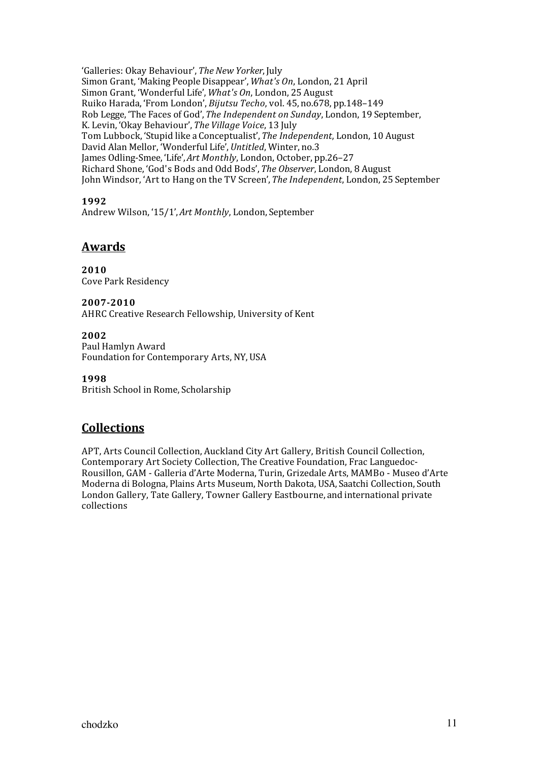'Galleries: Okay Behaviour', *The New Yorker*, July
Simon Grant, 'Making People Disappear', *What's On*, London, 21 April
Simon Grant, 'Wonderful Life', *What's On*, London, 25 August
Ruiko Harada, 'From London', *Bijutsu Techo*, vol. 45, no.678, pp.148–149
Rob Legge, 'The Faces of God', *The Independent on Sunday*, London, 19 September,
K. Levin, 'Okay Behaviour', *The Village Voice*, 13 July
Tom Lubbock, 'Stupid like a Conceptualist', *The Independent*, London, 10 August
David Alan Mellor, 'Wonderful Life', *Untitled*, Winter, no.3
James Odling-Smee, 'Life', *Art Monthly*, London, October, pp.26–27
Richard Shone, 'God's Bods and Odd Bods', *The Observer*, London, 8 August
John Windsor, 'Art to Hang on the TV Screen', *The Independent*, London, 25 September

**1992**
Andrew Wilson, '15/1', *Art Monthly*, London, September

## Awards

**2010**
Cove Park Residency

**2007-2010**
AHRC Creative Research Fellowship, University of Kent

**2002**
Paul Hamlyn Award
Foundation for Contemporary Arts, NY, USA

**1998**
British School in Rome, Scholarship

## Collections

APT, Arts Council Collection, Auckland City Art Gallery, British Council Collection, Contemporary Art Society Collection, The Creative Foundation, Frac Languedoc-Rousillon, GAM - Galleria d'Arte Moderna, Turin, Grizedale Arts, MAMBo - Museo d'Arte Moderna di Bologna, Plains Arts Museum, North Dakota, USA, Saatchi Collection, South London Gallery, Tate Gallery, Towner Gallery Eastbourne, and international private collections